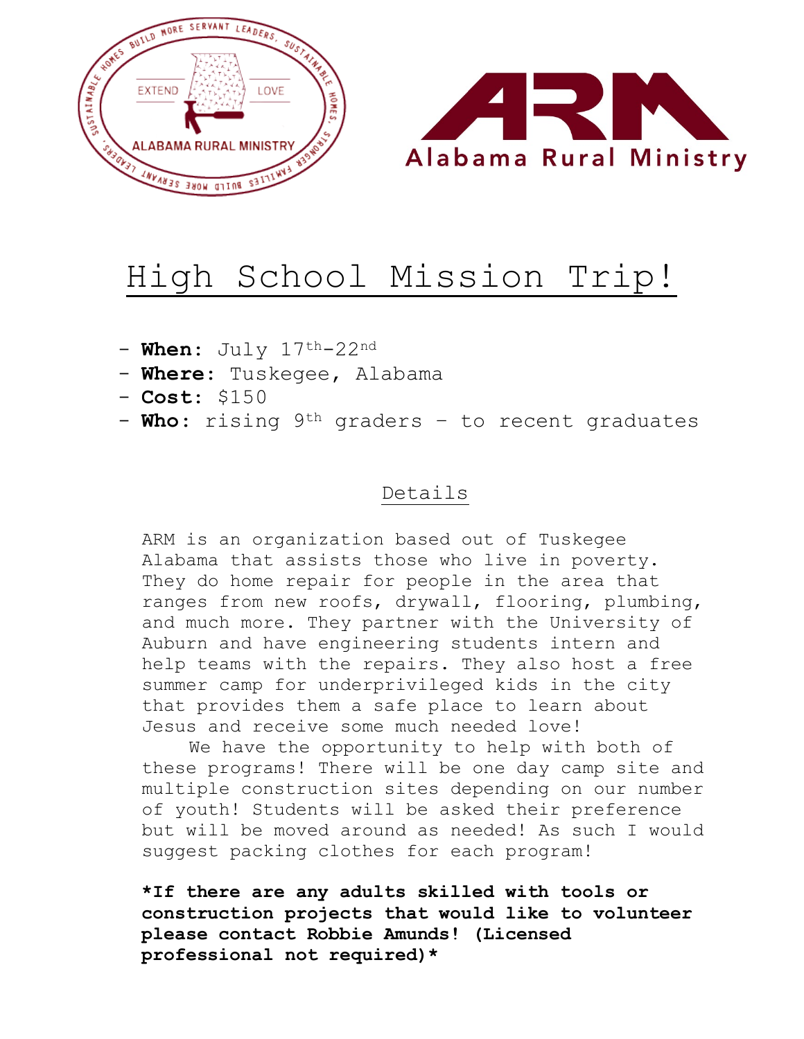# High School Mission Trip!

- **When:** July 17th-22nd
- **Where:** Tuskegee, Alabama
- **Cost:** $150
- **Who:** rising 9th graders – to recent graduates

## Details

ARM is an organization based out of Tuskegee Alabama that assists those who live in poverty. They do home repair for people in the area that ranges from new roofs, drywall, flooring, plumbing, and much more. They partner with the University of Auburn and have engineering students intern and help teams with the repairs. They also host a free summer camp for underprivileged kids in the city that provides them a safe place to learn about Jesus and receive some much needed love!

We have the opportunity to help with both of these programs! There will be one day camp site and multiple construction sites depending on our number of youth! Students will be asked their preference but will be moved around as needed! As such I would suggest packing clothes for each program!

**\*If there are any adults skilled with tools or construction projects that would like to volunteer please contact Robbie Amunds! (Licensed professional not required)\***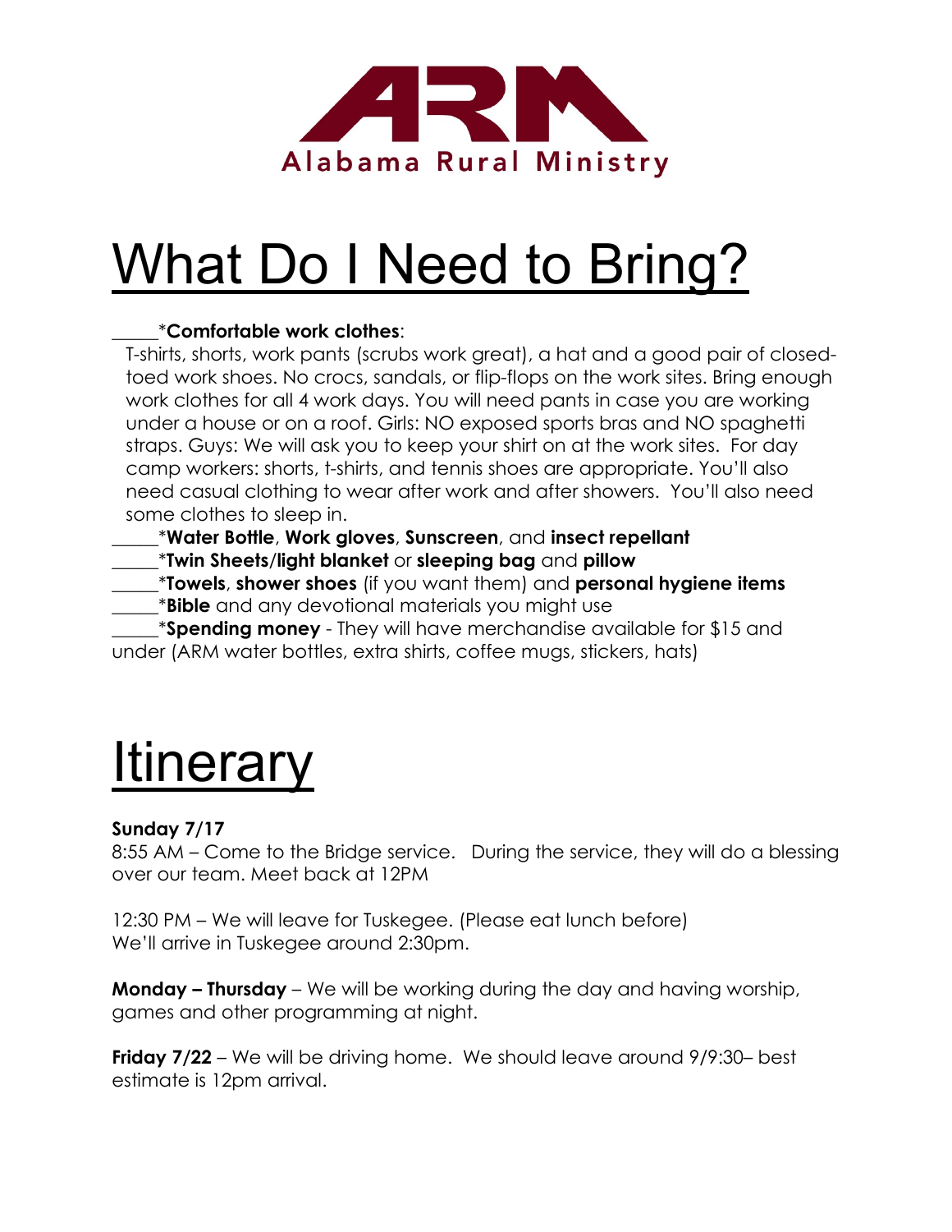ARM

Alabama Rural Ministry

# What Do I Need to Bring?

_____***Comfortable work clothes**:

T-shirts, shorts, work pants (scrubs work great), a hat and a good pair of closed-toed work shoes. No crocs, sandals, or flip-flops on the work sites. Bring enough work clothes for all 4 work days. You will need pants in case you are working under a house or on a roof. Girls: NO exposed sports bras and NO spaghetti straps. Guys: We will ask you to keep your shirt on at the work sites. For day camp workers: shorts, t-shirts, and tennis shoes are appropriate. You'll also need casual clothing to wear after work and after showers. You'll also need some clothes to sleep in.

_____***Water Bottle**, **Work gloves**, **Sunscreen**, and **insect repellant**

_____***Twin Sheets/light blanket** or **sleeping bag** and **pillow**

_____***Towels**, **shower shoes** (if you want them) and **personal hygiene items**

_____***Bible** and any devotional materials you might use

_____***Spending money** - They will have merchandise available for $15 and under (ARM water bottles, extra shirts, coffee mugs, stickers, hats)

# Itinerary

**Sunday 7/17**

8:55 AM – Come to the Bridge service. During the service, they will do a blessing over our team. Meet back at 12PM

12:30 PM – We will leave for Tuskegee. (Please eat lunch before)
We'll arrive in Tuskegee around 2:30pm.

**Monday – Thursday** – We will be working during the day and having worship, games and other programming at night.

**Friday 7/22** – We will be driving home. We should leave around 9/9:30– best estimate is 12pm arrival.